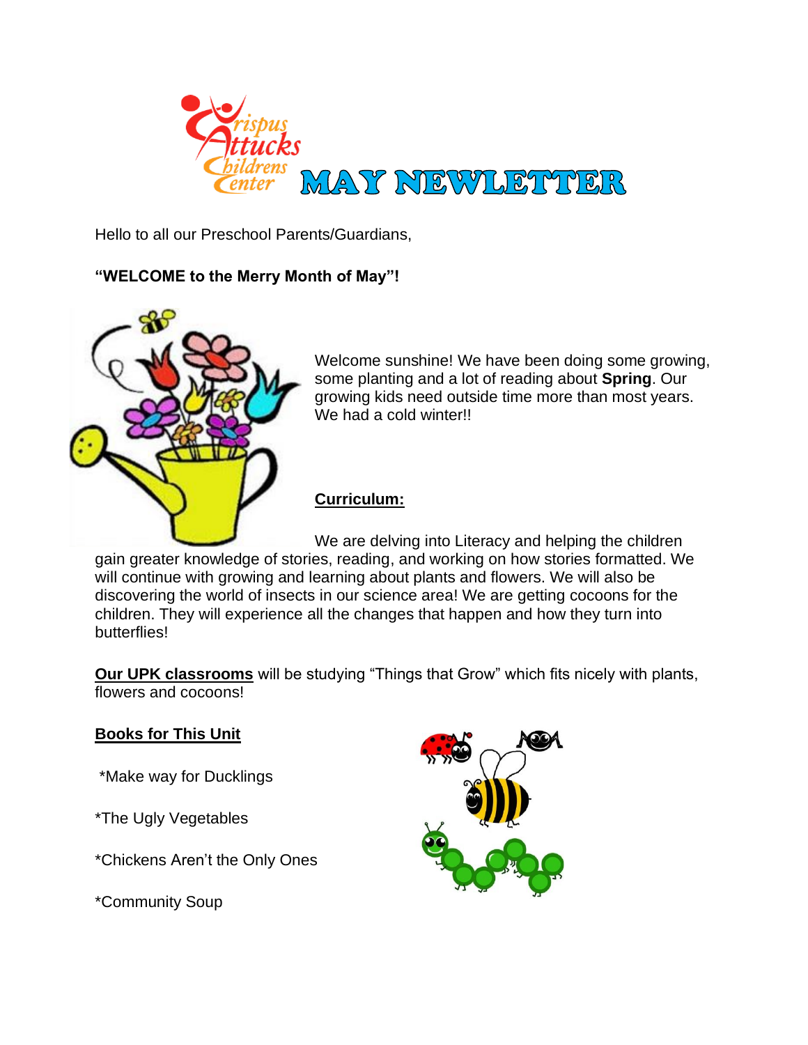# Crispus Attucks Childrens Center MAY NEWLETTER

Hello to all our Preschool Parents/Guardians,

**"WELCOME to the Merry Month of May"!**

Welcome sunshine! We have been doing some growing, some planting and a lot of reading about **Spring**. Our growing kids need outside time more than most years. We had a cold winter!!

## Curriculum:

We are delving into Literacy and helping the children gain greater knowledge of stories, reading, and working on how stories formatted. We will continue with growing and learning about plants and flowers. We will also be discovering the world of insects in our science area! We are getting cocoons for the children. They will experience all the changes that happen and how they turn into butterflies!

**Our UPK classrooms** will be studying "Things that Grow" which fits nicely with plants, flowers and cocoons!

## Books for This Unit

*Make way for Ducklings

*The Ugly Vegetables

*Chickens Aren't the Only Ones

*Community Soup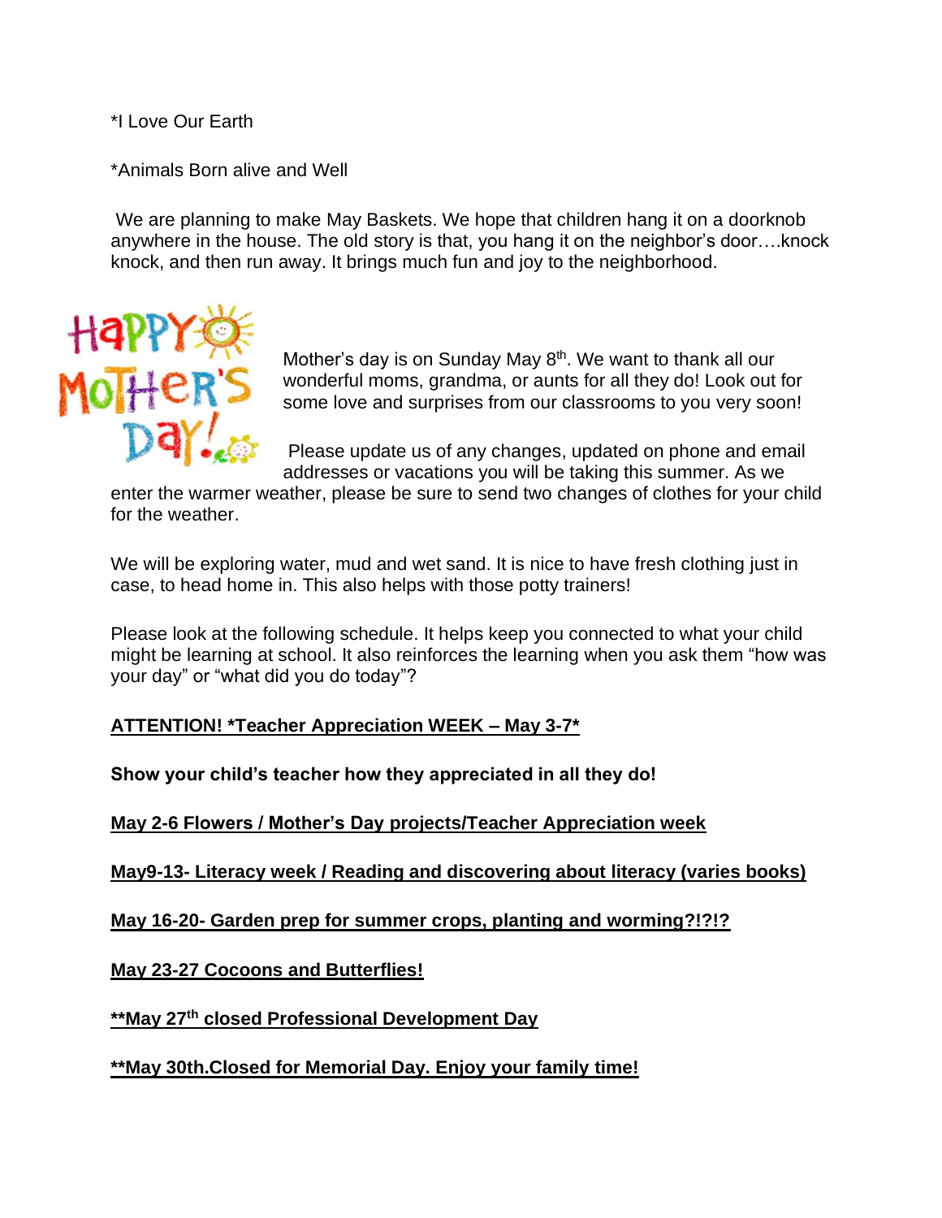*I Love Our Earth

*Animals Born alive and Well

We are planning to make May Baskets. We hope that children hang it on a doorknob anywhere in the house. The old story is that, you hang it on the neighbor's door….knock knock, and then run away. It brings much fun and joy to the neighborhood.

Mother's day is on Sunday May 8th. We want to thank all our wonderful moms, grandma, or aunts for all they do! Look out for some love and surprises from our classrooms to you very soon!

Please update us of any changes, updated on phone and email addresses or vacations you will be taking this summer. As we enter the warmer weather, please be sure to send two changes of clothes for your child for the weather.

We will be exploring water, mud and wet sand. It is nice to have fresh clothing just in case, to head home in. This also helps with those potty trainers!

Please look at the following schedule. It helps keep you connected to what your child might be learning at school. It also reinforces the learning when you ask them "how was your day" or "what did you do today"?

**ATTENTION! *Teacher Appreciation WEEK – May 3-7***

**Show your child's teacher how they appreciated in all they do!**

**May 2-6 Flowers / Mother's Day projects/Teacher Appreciation week**

**May9-13- Literacy week / Reading and discovering about literacy (varies books)**

**May 16-20- Garden prep for summer crops, planting and worming?!?!?**

**May 23-27 Cocoons and Butterflies!**

****May 27th closed Professional Development Day**

****May 30th.Closed for Memorial Day. Enjoy your family time!**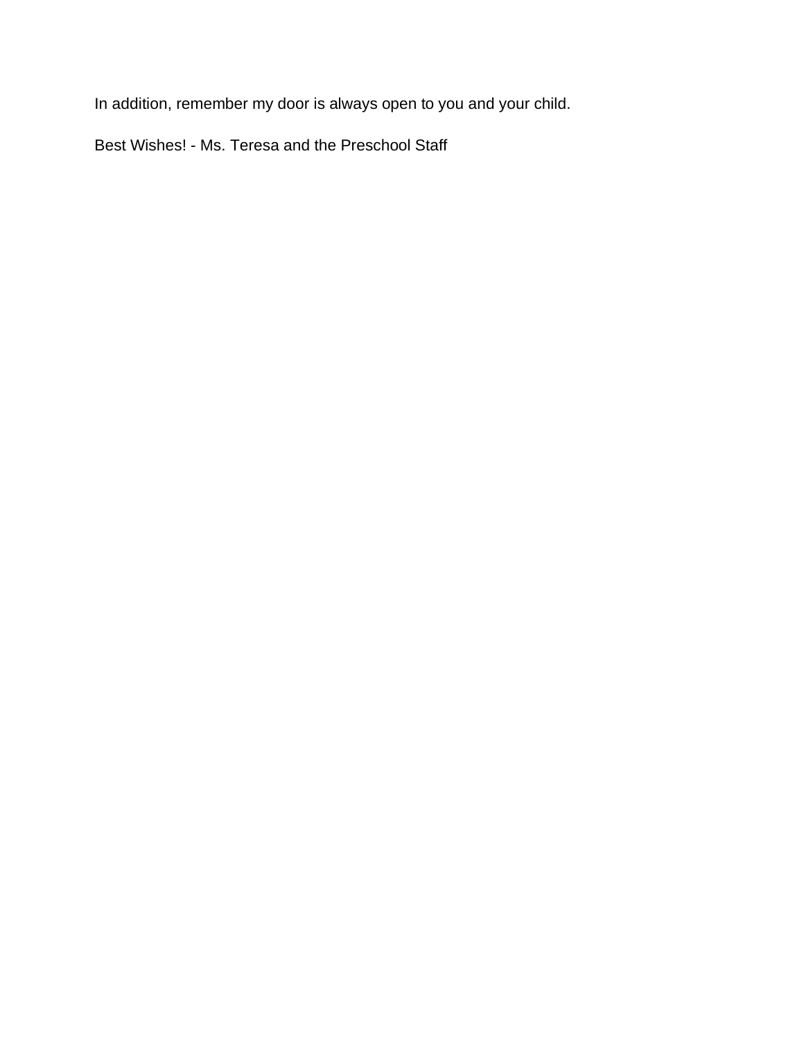In addition, remember my door is always open to you and your child.

Best Wishes! - Ms. Teresa and the Preschool Staff